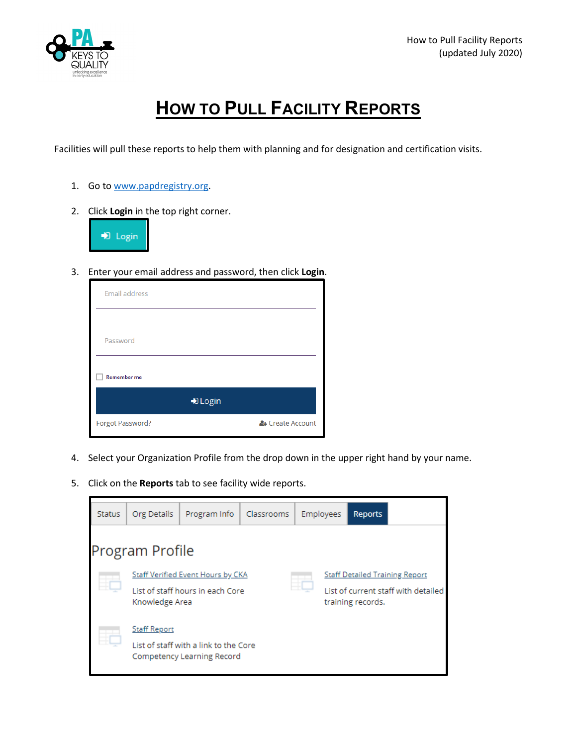# HOW TO PULL FACILITY REPORTS

Facilities will pull these reports to help them with planning and for designation and certification visits.

1. Go to www.papdregistry.org.
2. Click **Login** in the top right corner.

   Login

3. Enter your email address and password, then click **Login**.

   Email address

   Password

   Remember me

   Login

   Forgot Password? Create Account

4. Select your Organization Profile from the drop down in the upper right hand by your name.
5. Click on the **Reports** tab to see facility wide reports.

   Status | Org Details | Program Info | Classrooms | Employees | Reports

   Program Profile

   Staff Verified Event Hours by CKA

   List of staff hours in each Core Knowledge Area

   Staff Detailed Training Report

   List of current staff with detailed training records.

   Staff Report

   List of staff with a link to the Core Competency Learning Record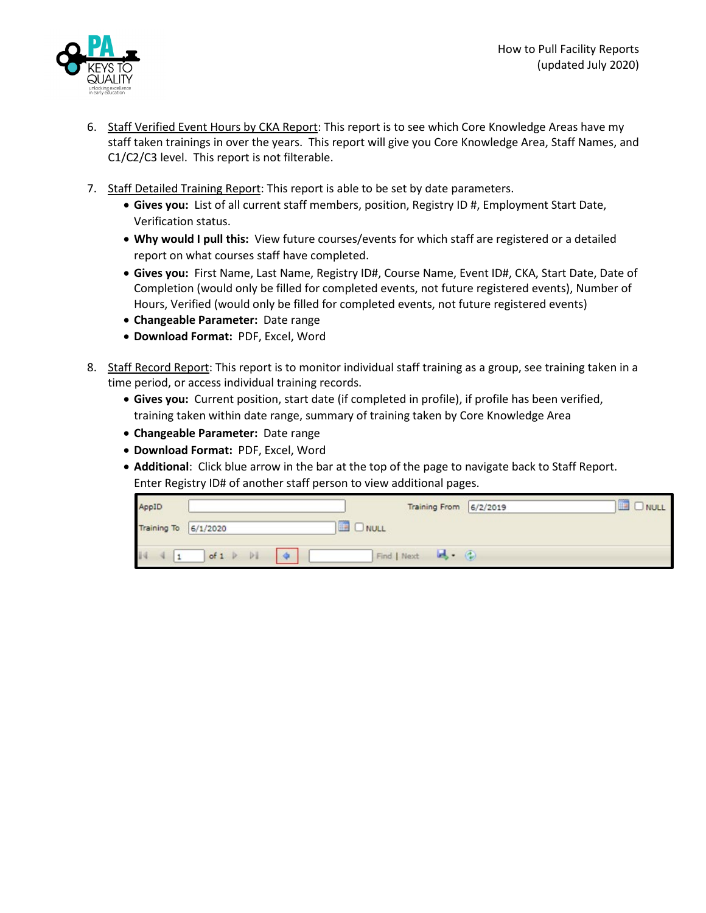6. Staff Verified Event Hours by CKA Report: This report is to see which Core Knowledge Areas have my staff taken trainings in over the years. This report will give you Core Knowledge Area, Staff Names, and C1/C2/C3 level. This report is not filterable.

7. Staff Detailed Training Report: This report is able to be set by date parameters.
   - **Gives you:** List of all current staff members, position, Registry ID #, Employment Start Date, Verification status.
   - **Why would I pull this:** View future courses/events for which staff are registered or a detailed report on what courses staff have completed.
   - **Gives you:** First Name, Last Name, Registry ID#, Course Name, Event ID#, CKA, Start Date, Date of Completion (would only be filled for completed events, not future registered events), Number of Hours, Verified (would only be filled for completed events, not future registered events)
   - **Changeable Parameter:** Date range
   - **Download Format:** PDF, Excel, Word

8. Staff Record Report: This report is to monitor individual staff training as a group, see training taken in a time period, or access individual training records.
   - **Gives you:** Current position, start date (if completed in profile), if profile has been verified, training taken within date range, summary of training taken by Core Knowledge Area
   - **Changeable Parameter:** Date range
   - **Download Format:** PDF, Excel, Word
   - **Additional**: Click blue arrow in the bar at the top of the page to navigate back to Staff Report. Enter Registry ID# of another staff person to view additional pages.

AppID | Training From 6/2/2019 NULL
Training To 6/1/2020 NULL
1 of 1 Find | Next